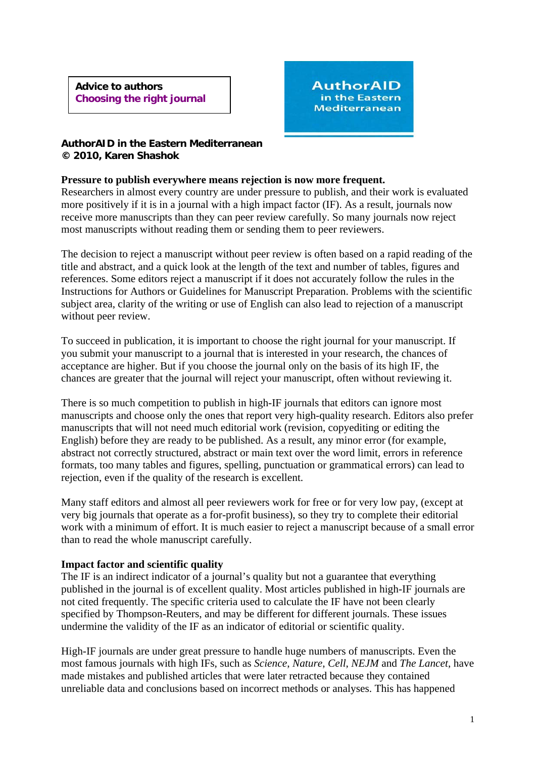**Advice to authors**
**Choosing the right journal**

AuthorAID in the Eastern Mediterranean

**AuthorAID in the Eastern Mediterranean**
**© 2010, Karen Shashok**

**Pressure to publish everywhere means rejection is now more frequent.**
Researchers in almost every country are under pressure to publish, and their work is evaluated more positively if it is in a journal with a high impact factor (IF). As a result, journals now receive more manuscripts than they can peer review carefully. So many journals now reject most manuscripts without reading them or sending them to peer reviewers.

The decision to reject a manuscript without peer review is often based on a rapid reading of the title and abstract, and a quick look at the length of the text and number of tables, figures and references. Some editors reject a manuscript if it does not accurately follow the rules in the Instructions for Authors or Guidelines for Manuscript Preparation. Problems with the scientific subject area, clarity of the writing or use of English can also lead to rejection of a manuscript without peer review.

To succeed in publication, it is important to choose the right journal for your manuscript. If you submit your manuscript to a journal that is interested in your research, the chances of acceptance are higher. But if you choose the journal only on the basis of its high IF, the chances are greater that the journal will reject your manuscript, often without reviewing it.

There is so much competition to publish in high-IF journals that editors can ignore most manuscripts and choose only the ones that report very high-quality research. Editors also prefer manuscripts that will not need much editorial work (revision, copyediting or editing the English) before they are ready to be published. As a result, any minor error (for example, abstract not correctly structured, abstract or main text over the word limit, errors in reference formats, too many tables and figures, spelling, punctuation or grammatical errors) can lead to rejection, even if the quality of the research is excellent.

Many staff editors and almost all peer reviewers work for free or for very low pay, (except at very big journals that operate as a for-profit business), so they try to complete their editorial work with a minimum of effort. It is much easier to reject a manuscript because of a small error than to read the whole manuscript carefully.

**Impact factor and scientific quality**
The IF is an indirect indicator of a journal's quality but not a guarantee that everything published in the journal is of excellent quality. Most articles published in high-IF journals are not cited frequently. The specific criteria used to calculate the IF have not been clearly specified by Thompson-Reuters, and may be different for different journals. These issues undermine the validity of the IF as an indicator of editorial or scientific quality.

High-IF journals are under great pressure to handle huge numbers of manuscripts. Even the most famous journals with high IFs, such as *Science*, *Nature*, *Cell*, *NEJM* and *The Lancet*, have made mistakes and published articles that were later retracted because they contained unreliable data and conclusions based on incorrect methods or analyses. This has happened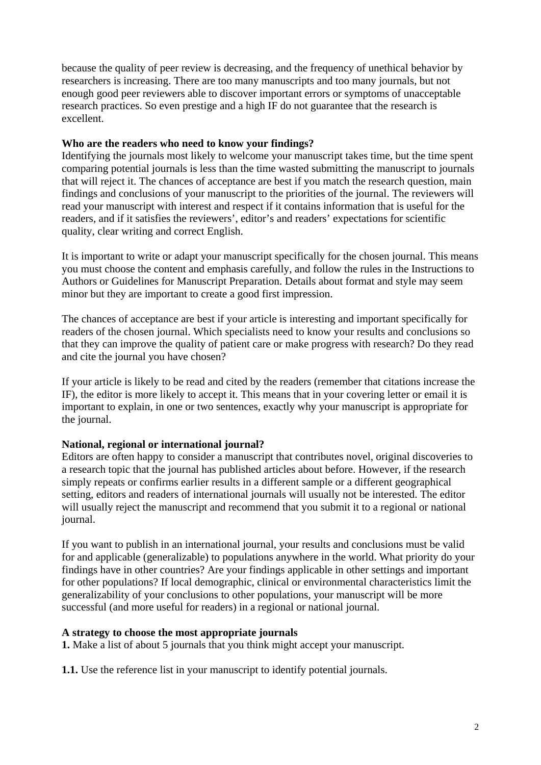because the quality of peer review is decreasing, and the frequency of unethical behavior by researchers is increasing. There are too many manuscripts and too many journals, but not enough good peer reviewers able to discover important errors or symptoms of unacceptable research practices. So even prestige and a high IF do not guarantee that the research is excellent.

**Who are the readers who need to know your findings?**

Identifying the journals most likely to welcome your manuscript takes time, but the time spent comparing potential journals is less than the time wasted submitting the manuscript to journals that will reject it. The chances of acceptance are best if you match the research question, main findings and conclusions of your manuscript to the priorities of the journal. The reviewers will read your manuscript with interest and respect if it contains information that is useful for the readers, and if it satisfies the reviewers', editor's and readers' expectations for scientific quality, clear writing and correct English.

It is important to write or adapt your manuscript specifically for the chosen journal. This means you must choose the content and emphasis carefully, and follow the rules in the Instructions to Authors or Guidelines for Manuscript Preparation. Details about format and style may seem minor but they are important to create a good first impression.

The chances of acceptance are best if your article is interesting and important specifically for readers of the chosen journal. Which specialists need to know your results and conclusions so that they can improve the quality of patient care or make progress with research? Do they read and cite the journal you have chosen?

If your article is likely to be read and cited by the readers (remember that citations increase the IF), the editor is more likely to accept it. This means that in your covering letter or email it is important to explain, in one or two sentences, exactly why your manuscript is appropriate for the journal.

**National, regional or international journal?**

Editors are often happy to consider a manuscript that contributes novel, original discoveries to a research topic that the journal has published articles about before. However, if the research simply repeats or confirms earlier results in a different sample or a different geographical setting, editors and readers of international journals will usually not be interested. The editor will usually reject the manuscript and recommend that you submit it to a regional or national journal.

If you want to publish in an international journal, your results and conclusions must be valid for and applicable (generalizable) to populations anywhere in the world. What priority do your findings have in other countries? Are your findings applicable in other settings and important for other populations? If local demographic, clinical or environmental characteristics limit the generalizability of your conclusions to other populations, your manuscript will be more successful (and more useful for readers) in a regional or national journal.

**A strategy to choose the most appropriate journals**

**1.** Make a list of about 5 journals that you think might accept your manuscript.

**1.1.** Use the reference list in your manuscript to identify potential journals.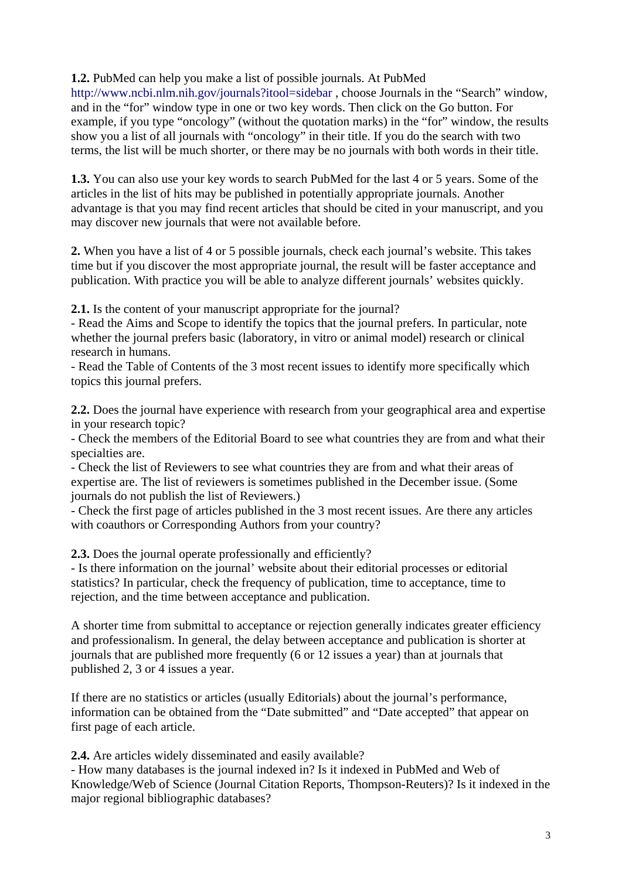**1.2.** PubMed can help you make a list of possible journals. At PubMed http://www.ncbi.nlm.nih.gov/journals?itool=sidebar , choose Journals in the "Search" window, and in the "for" window type in one or two key words. Then click on the Go button. For example, if you type "oncology" (without the quotation marks) in the "for" window, the results show you a list of all journals with "oncology" in their title. If you do the search with two terms, the list will be much shorter, or there may be no journals with both words in their title.

**1.3.** You can also use your key words to search PubMed for the last 4 or 5 years. Some of the articles in the list of hits may be published in potentially appropriate journals. Another advantage is that you may find recent articles that should be cited in your manuscript, and you may discover new journals that were not available before.

**2.** When you have a list of 4 or 5 possible journals, check each journal's website. This takes time but if you discover the most appropriate journal, the result will be faster acceptance and publication. With practice you will be able to analyze different journals' websites quickly.

**2.1.** Is the content of your manuscript appropriate for the journal?
- Read the Aims and Scope to identify the topics that the journal prefers. In particular, note whether the journal prefers basic (laboratory, in vitro or animal model) research or clinical research in humans.
- Read the Table of Contents of the 3 most recent issues to identify more specifically which topics this journal prefers.

**2.2.** Does the journal have experience with research from your geographical area and expertise in your research topic?
- Check the members of the Editorial Board to see what countries they are from and what their specialties are.
- Check the list of Reviewers to see what countries they are from and what their areas of expertise are. The list of reviewers is sometimes published in the December issue. (Some journals do not publish the list of Reviewers.)
- Check the first page of articles published in the 3 most recent issues. Are there any articles with coauthors or Corresponding Authors from your country?

**2.3.** Does the journal operate professionally and efficiently?
- Is there information on the journal' website about their editorial processes or editorial statistics? In particular, check the frequency of publication, time to acceptance, time to rejection, and the time between acceptance and publication.

A shorter time from submittal to acceptance or rejection generally indicates greater efficiency and professionalism. In general, the delay between acceptance and publication is shorter at journals that are published more frequently (6 or 12 issues a year) than at journals that published 2, 3 or 4 issues a year.

If there are no statistics or articles (usually Editorials) about the journal's performance, information can be obtained from the "Date submitted" and "Date accepted" that appear on first page of each article.

**2.4.** Are articles widely disseminated and easily available?
- How many databases is the journal indexed in? Is it indexed in PubMed and Web of Knowledge/Web of Science (Journal Citation Reports, Thompson-Reuters)? Is it indexed in the major regional bibliographic databases?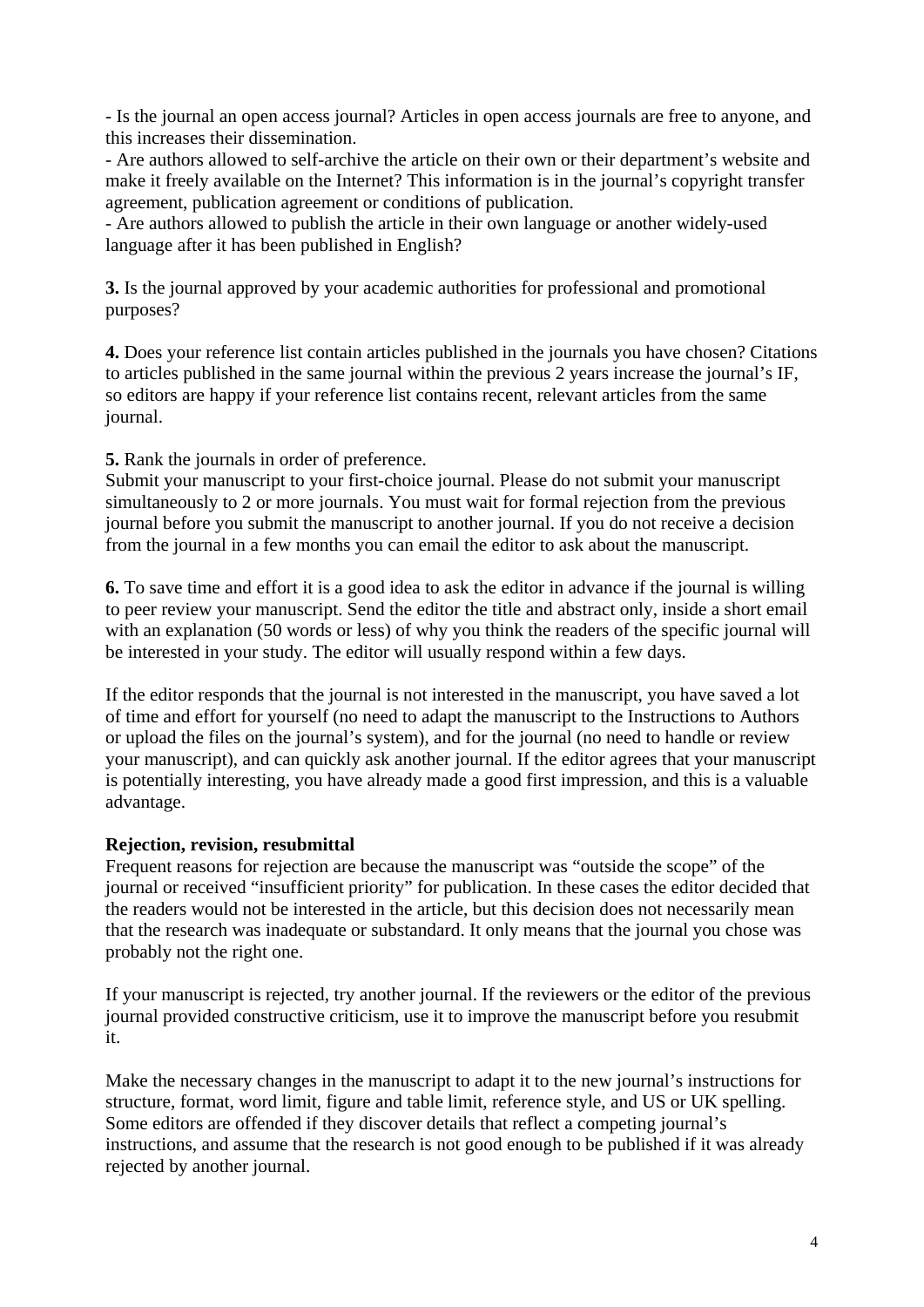- Is the journal an open access journal? Articles in open access journals are free to anyone, and this increases their dissemination.
- Are authors allowed to self-archive the article on their own or their department's website and make it freely available on the Internet? This information is in the journal's copyright transfer agreement, publication agreement or conditions of publication.
- Are authors allowed to publish the article in their own language or another widely-used language after it has been published in English?

**3.** Is the journal approved by your academic authorities for professional and promotional purposes?

**4.** Does your reference list contain articles published in the journals you have chosen? Citations to articles published in the same journal within the previous 2 years increase the journal's IF, so editors are happy if your reference list contains recent, relevant articles from the same journal.

**5.** Rank the journals in order of preference.
Submit your manuscript to your first-choice journal. Please do not submit your manuscript simultaneously to 2 or more journals. You must wait for formal rejection from the previous journal before you submit the manuscript to another journal. If you do not receive a decision from the journal in a few months you can email the editor to ask about the manuscript.

**6.** To save time and effort it is a good idea to ask the editor in advance if the journal is willing to peer review your manuscript. Send the editor the title and abstract only, inside a short email with an explanation (50 words or less) of why you think the readers of the specific journal will be interested in your study. The editor will usually respond within a few days.

If the editor responds that the journal is not interested in the manuscript, you have saved a lot of time and effort for yourself (no need to adapt the manuscript to the Instructions to Authors or upload the files on the journal's system), and for the journal (no need to handle or review your manuscript), and can quickly ask another journal. If the editor agrees that your manuscript is potentially interesting, you have already made a good first impression, and this is a valuable advantage.

**Rejection, revision, resubmittal**

Frequent reasons for rejection are because the manuscript was "outside the scope" of the journal or received "insufficient priority" for publication. In these cases the editor decided that the readers would not be interested in the article, but this decision does not necessarily mean that the research was inadequate or substandard. It only means that the journal you chose was probably not the right one.

If your manuscript is rejected, try another journal. If the reviewers or the editor of the previous journal provided constructive criticism, use it to improve the manuscript before you resubmit it.

Make the necessary changes in the manuscript to adapt it to the new journal's instructions for structure, format, word limit, figure and table limit, reference style, and US or UK spelling. Some editors are offended if they discover details that reflect a competing journal's instructions, and assume that the research is not good enough to be published if it was already rejected by another journal.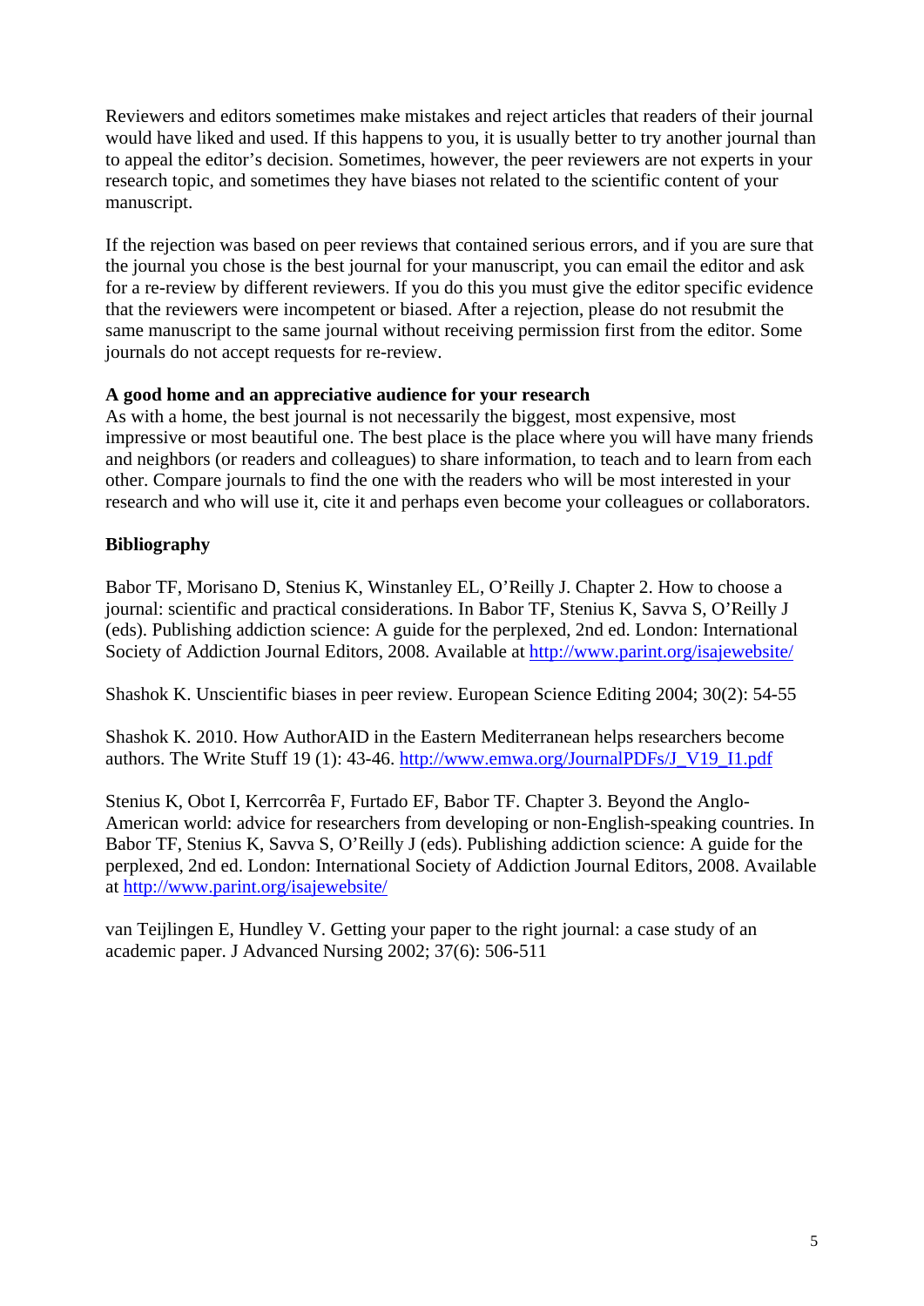Reviewers and editors sometimes make mistakes and reject articles that readers of their journal would have liked and used. If this happens to you, it is usually better to try another journal than to appeal the editor's decision. Sometimes, however, the peer reviewers are not experts in your research topic, and sometimes they have biases not related to the scientific content of your manuscript.

If the rejection was based on peer reviews that contained serious errors, and if you are sure that the journal you chose is the best journal for your manuscript, you can email the editor and ask for a re-review by different reviewers. If you do this you must give the editor specific evidence that the reviewers were incompetent or biased. After a rejection, please do not resubmit the same manuscript to the same journal without receiving permission first from the editor. Some journals do not accept requests for re-review.

**A good home and an appreciative audience for your research**

As with a home, the best journal is not necessarily the biggest, most expensive, most impressive or most beautiful one. The best place is the place where you will have many friends and neighbors (or readers and colleagues) to share information, to teach and to learn from each other. Compare journals to find the one with the readers who will be most interested in your research and who will use it, cite it and perhaps even become your colleagues or collaborators.

**Bibliography**

Babor TF, Morisano D, Stenius K, Winstanley EL, O'Reilly J. Chapter 2. How to choose a journal: scientific and practical considerations. In Babor TF, Stenius K, Savva S, O'Reilly J (eds). Publishing addiction science: A guide for the perplexed, 2nd ed. London: International Society of Addiction Journal Editors, 2008. Available at http://www.parint.org/isajewebsite/

Shashok K. Unscientific biases in peer review. European Science Editing 2004; 30(2): 54-55

Shashok K. 2010. How AuthorAID in the Eastern Mediterranean helps researchers become authors. The Write Stuff 19 (1): 43-46. http://www.emwa.org/JournalPDFs/J_V19_I1.pdf

Stenius K, Obot I, Kerrcorrêa F, Furtado EF, Babor TF. Chapter 3. Beyond the Anglo-American world: advice for researchers from developing or non-English-speaking countries. In Babor TF, Stenius K, Savva S, O'Reilly J (eds). Publishing addiction science: A guide for the perplexed, 2nd ed. London: International Society of Addiction Journal Editors, 2008. Available at http://www.parint.org/isajewebsite/

van Teijlingen E, Hundley V. Getting your paper to the right journal: a case study of an academic paper. J Advanced Nursing 2002; 37(6): 506-511